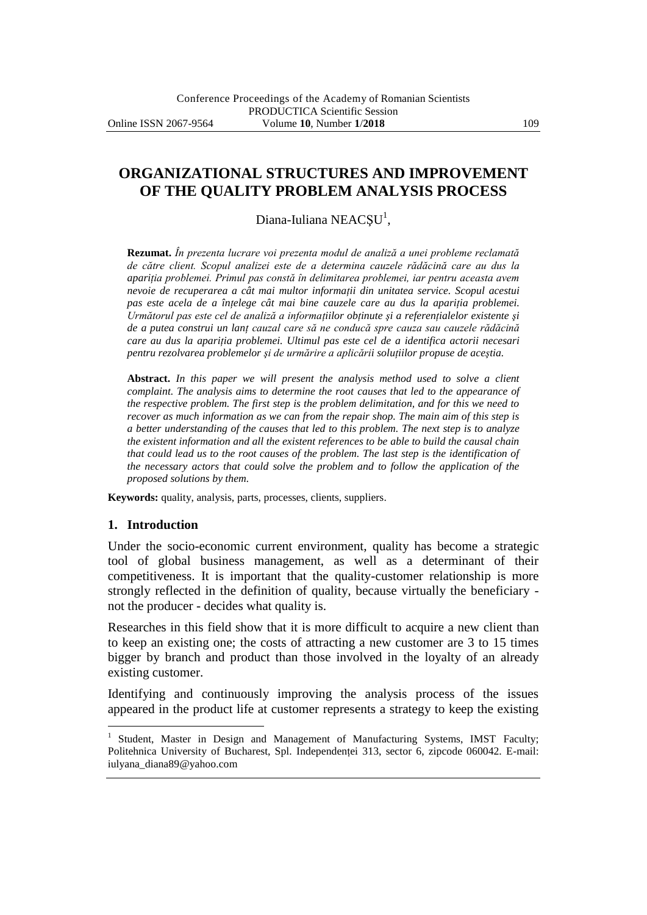# ORGANIZATIONAL STRUCTURES AND IMPROVEMENT OF THE QUALITY PROBLEM ANALYSIS PROCESS

Diana-Iuliana NEACŞU[1],

**Rezumat.** *În prezenta lucrare voi prezenta modul de analiză a unei probleme reclamată de către client. Scopul analizei este de a determina cauzele rădăcină care au dus la apariția problemei. Primul pas constă în delimitarea problemei, iar pentru aceasta avem nevoie de recuperarea a cât mai multor informații din unitatea service. Scopul acestui pas este acela de a înțelege cât mai bine cauzele care au dus la apariția problemei. Următorul pas este cel de analiză a informațiilor obținute şi a referențialelor existente şi de a putea construi un lanț cauzal care să ne conducă spre cauza sau cauzele rădăcină care au dus la apariția problemei. Ultimul pas este cel de a identifica actorii necesari pentru rezolvarea problemelor şi de urmărire a aplicării soluțiilor propuse de aceştia.*

**Abstract.** *In this paper we will present the analysis method used to solve a client complaint. The analysis aims to determine the root causes that led to the appearance of the respective problem. The first step is the problem delimitation, and for this we need to recover as much information as we can from the repair shop. The main aim of this step is a better understanding of the causes that led to this problem. The next step is to analyze the existent information and all the existent references to be able to build the causal chain that could lead us to the root causes of the problem. The last step is the identification of the necessary actors that could solve the problem and to follow the application of the proposed solutions by them.*

**Keywords:** quality, analysis, parts, processes, clients, suppliers.

## 1. Introduction

Under the socio-economic current environment, quality has become a strategic tool of global business management, as well as a determinant of their competitiveness. It is important that the quality-customer relationship is more strongly reflected in the definition of quality, because virtually the beneficiary - not the producer - decides what quality is.

Researches in this field show that it is more difficult to acquire a new client than to keep an existing one; the costs of attracting a new customer are 3 to 15 times bigger by branch and product than those involved in the loyalty of an already existing customer.

Identifying and continuously improving the analysis process of the issues appeared in the product life at customer represents a strategy to keep the existing

---

[1] Student, Master in Design and Management of Manufacturing Systems, IMST Faculty; Politehnica University of Bucharest, Spl. Independenței 313, sector 6, zipcode 060042. E-mail: iulyana_diana89@yahoo.com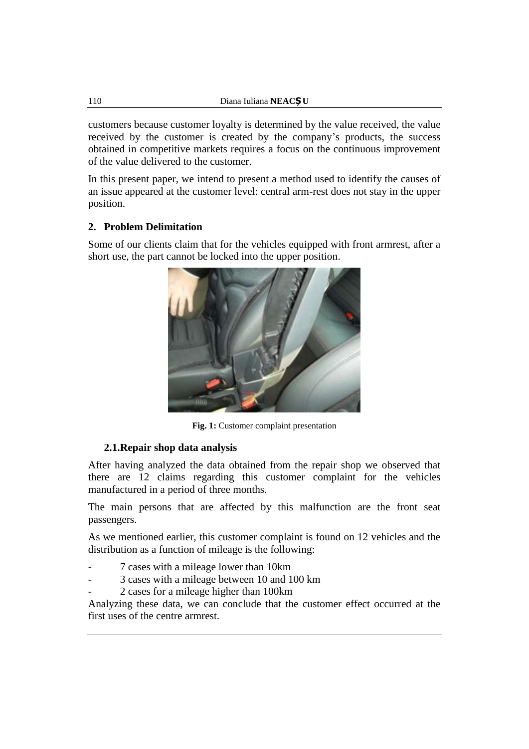customers because customer loyalty is determined by the value received, the value received by the customer is created by the company's products, the success obtained in competitive markets requires a focus on the continuous improvement of the value delivered to the customer.

In this present paper, we intend to present a method used to identify the causes of an issue appeared at the customer level: central arm-rest does not stay in the upper position.

## 2. Problem Delimitation

Some of our clients claim that for the vehicles equipped with front armrest, after a short use, the part cannot be locked into the upper position.

**Fig. 1:** Customer complaint presentation

### 2.1. Repair shop data analysis

After having analyzed the data obtained from the repair shop we observed that there are 12 claims regarding this customer complaint for the vehicles manufactured in a period of three months.

The main persons that are affected by this malfunction are the front seat passengers.

As we mentioned earlier, this customer complaint is found on 12 vehicles and the distribution as a function of mileage is the following:

- 7 cases with a mileage lower than 10km
- 3 cases with a mileage between 10 and 100 km
- 2 cases for a mileage higher than 100km

Analyzing these data, we can conclude that the customer effect occurred at the first uses of the centre armrest.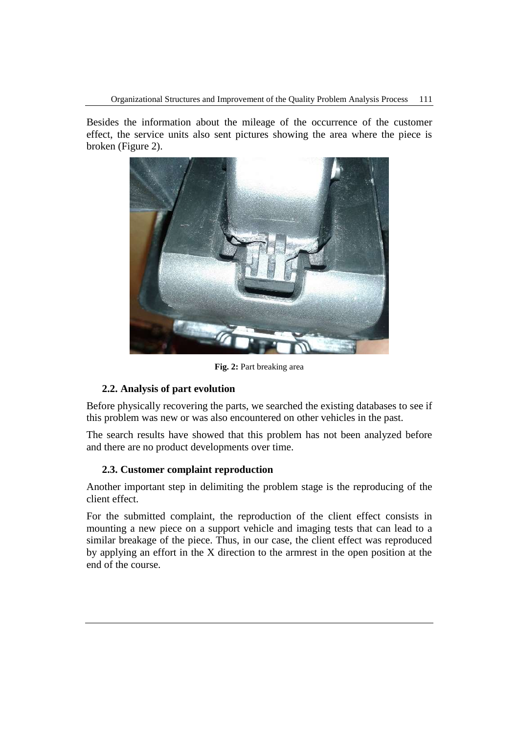Besides the information about the mileage of the occurrence of the customer effect, the service units also sent pictures showing the area where the piece is broken (Figure 2).

**Fig. 2:** Part breaking area

### 2.2. Analysis of part evolution

Before physically recovering the parts, we searched the existing databases to see if this problem was new or was also encountered on other vehicles in the past.

The search results have showed that this problem has not been analyzed before and there are no product developments over time.

### 2.3. Customer complaint reproduction

Another important step in delimiting the problem stage is the reproducing of the client effect.

For the submitted complaint, the reproduction of the client effect consists in mounting a new piece on a support vehicle and imaging tests that can lead to a similar breakage of the piece. Thus, in our case, the client effect was reproduced by applying an effort in the X direction to the armrest in the open position at the end of the course.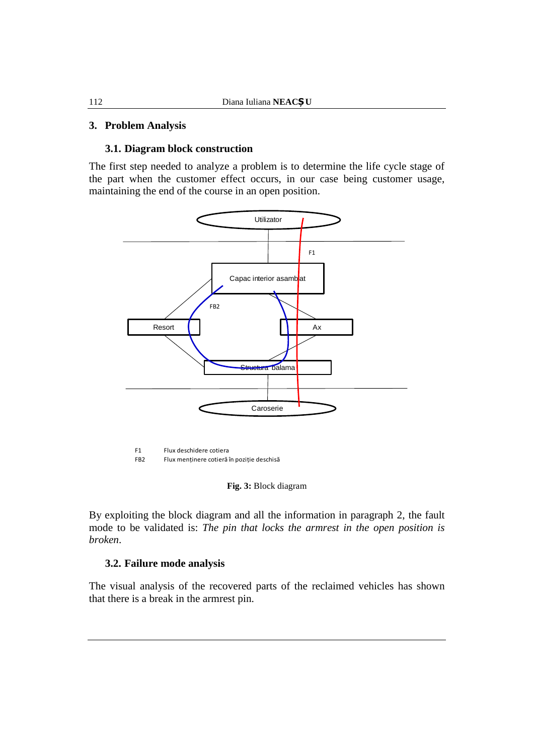## 3. Problem Analysis

### 3.1. Diagram block construction

The first step needed to analyze a problem is to determine the life cycle stage of the part when the customer effect occurs, in our case being customer usage, maintaining the end of the course in an open position.

Utilizator

F1

Capac interior asamblat

FB2

Resort

Ax

Structura balama

Caroserie

F1 Flux deschidere cotiera
FB2 Flux menținere cotieră în poziție deschisă

**Fig. 3:** Block diagram

By exploiting the block diagram and all the information in paragraph 2, the fault mode to be validated is: *The pin that locks the armrest in the open position is broken*.

### 3.2. Failure mode analysis

The visual analysis of the recovered parts of the reclaimed vehicles has shown that there is a break in the armrest pin.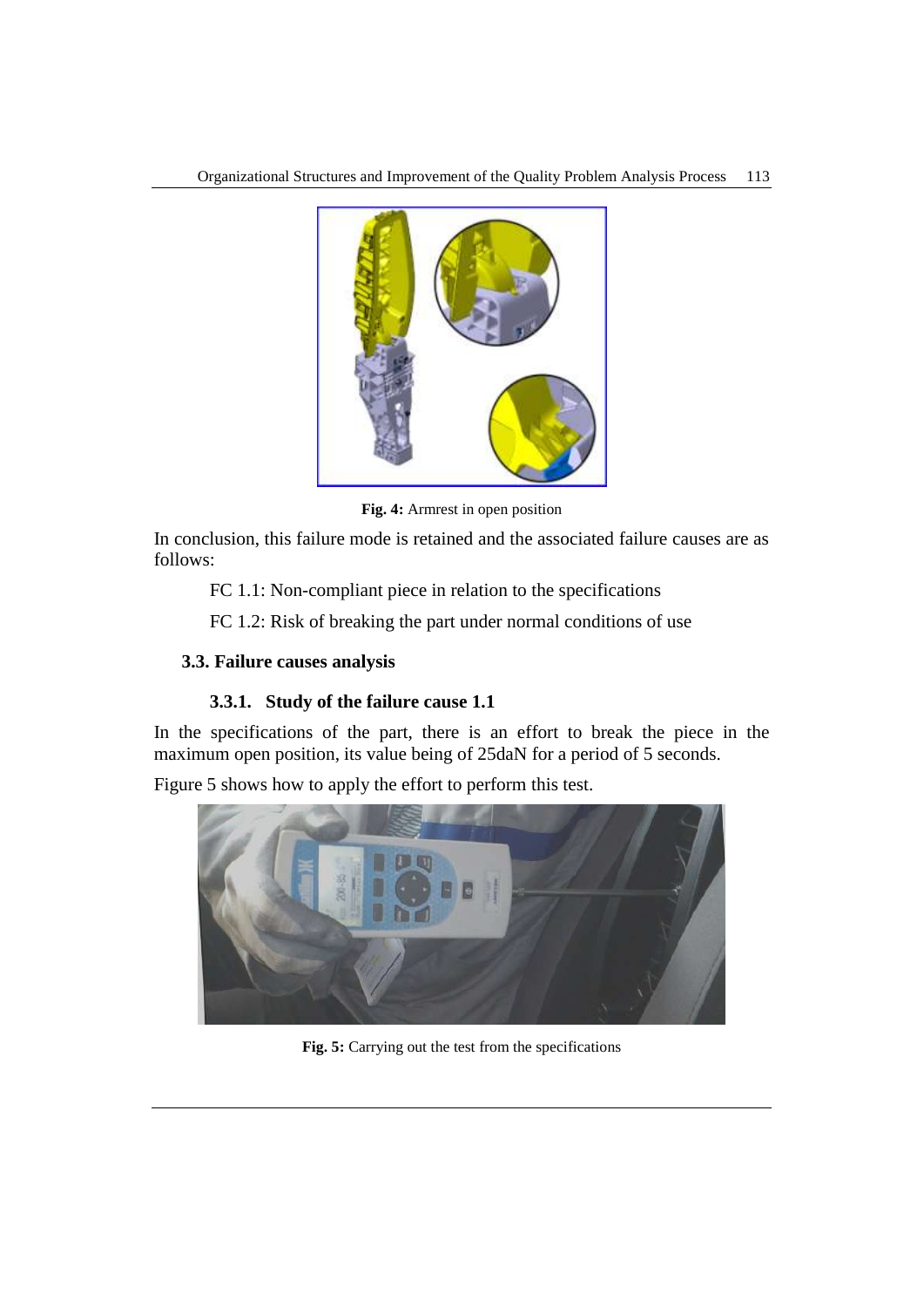Fig. 4: Armrest in open position

In conclusion, this failure mode is retained and the associated failure causes are as follows:

FC 1.1: Non-compliant piece in relation to the specifications

FC 1.2: Risk of breaking the part under normal conditions of use

## 3.3. Failure causes analysis

### 3.3.1. Study of the failure cause 1.1

In the specifications of the part, there is an effort to break the piece in the maximum open position, its value being of 25daN for a period of 5 seconds.

Figure 5 shows how to apply the effort to perform this test.

Fig. 5: Carrying out the test from the specifications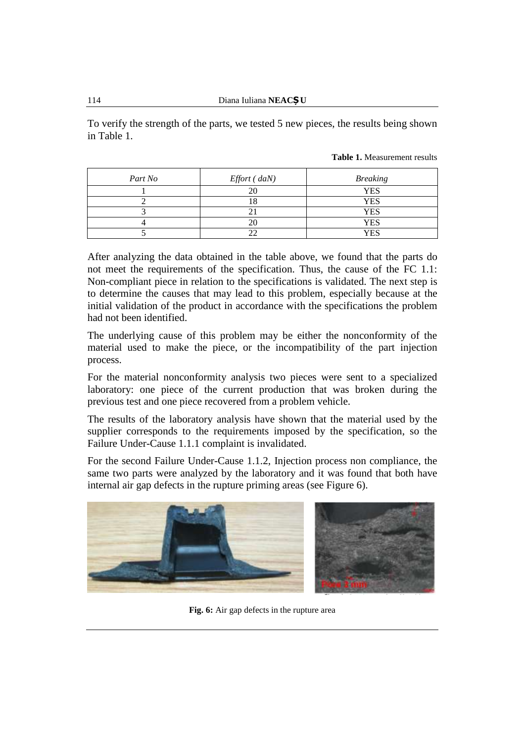To verify the strength of the parts, we tested 5 new pieces, the results being shown in Table 1.

**Table 1.** Measurement results

| *Part No* | *Effort ( daN)* | *Breaking* |
|---|---|---|
| 1 | 20 | YES |
| 2 | 18 | YES |
| 3 | 21 | YES |
| 4 | 20 | YES |
| 5 | 22 | YES |

After analyzing the data obtained in the table above, we found that the parts do not meet the requirements of the specification. Thus, the cause of the FC 1.1: Non-compliant piece in relation to the specifications is validated. The next step is to determine the causes that may lead to this problem, especially because at the initial validation of the product in accordance with the specifications the problem had not been identified.

The underlying cause of this problem may be either the nonconformity of the material used to make the piece, or the incompatibility of the part injection process.

For the material nonconformity analysis two pieces were sent to a specialized laboratory: one piece of the current production that was broken during the previous test and one piece recovered from a problem vehicle.

The results of the laboratory analysis have shown that the material used by the supplier corresponds to the requirements imposed by the specification, so the Failure Under-Cause 1.1.1 complaint is invalidated.

For the second Failure Under-Cause 1.1.2, Injection process non compliance, the same two parts were analyzed by the laboratory and it was found that both have internal air gap defects in the rupture priming areas (see Figure 6).

**Fig. 6:** Air gap defects in the rupture area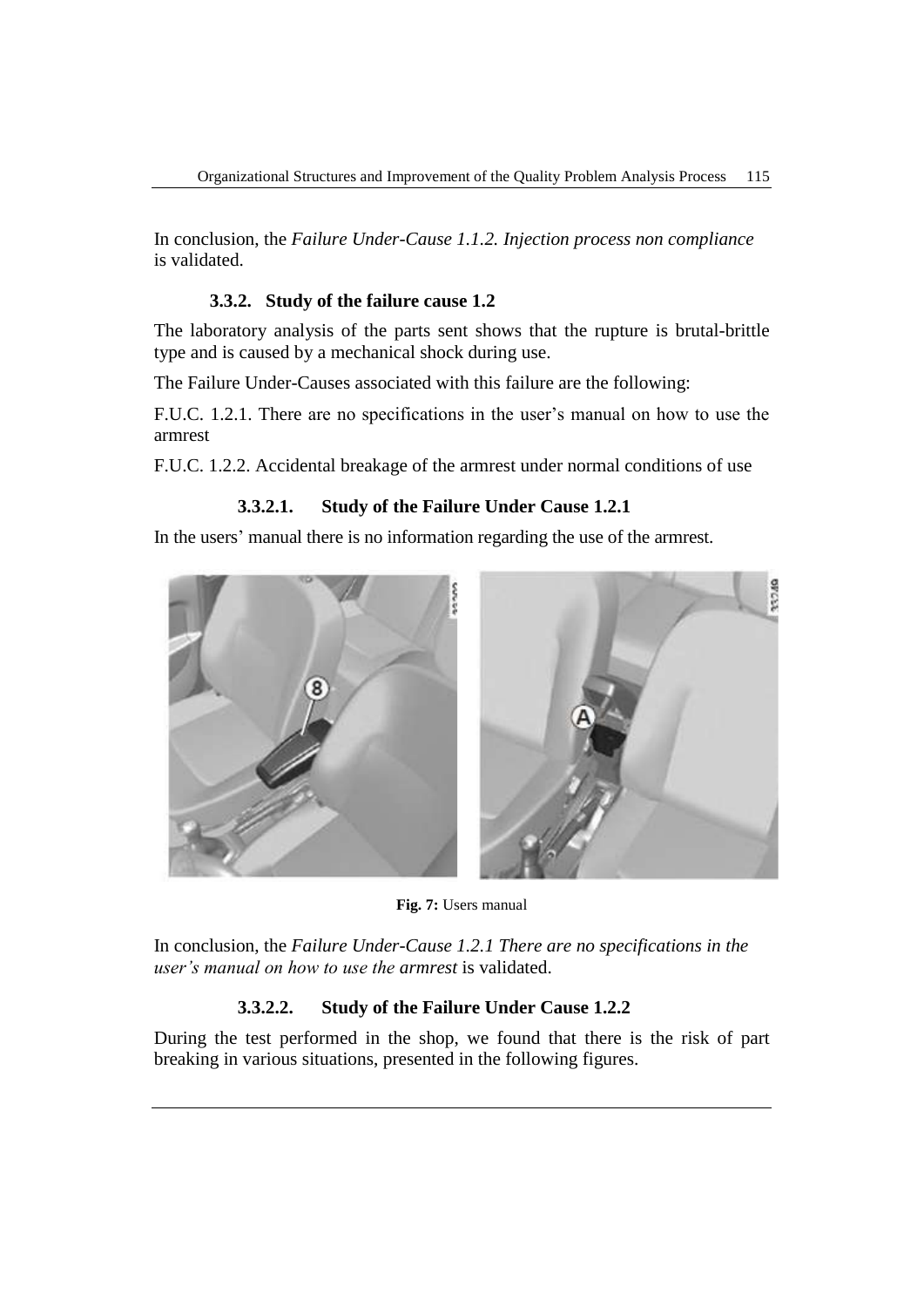In conclusion, the *Failure Under-Cause 1.1.2. Injection process non compliance* is validated.

### 3.3.2. Study of the failure cause 1.2

The laboratory analysis of the parts sent shows that the rupture is brutal-brittle type and is caused by a mechanical shock during use.

The Failure Under-Causes associated with this failure are the following:

F.U.C. 1.2.1. There are no specifications in the user's manual on how to use the armrest

F.U.C. 1.2.2. Accidental breakage of the armrest under normal conditions of use

#### 3.3.2.1. Study of the Failure Under Cause 1.2.1

In the users' manual there is no information regarding the use of the armrest.

**Fig. 7:** Users manual

In conclusion, the *Failure Under-Cause 1.2.1 There are no specifications in the user's manual on how to use the armrest* is validated.

#### 3.3.2.2. Study of the Failure Under Cause 1.2.2

During the test performed in the shop, we found that there is the risk of part breaking in various situations, presented in the following figures.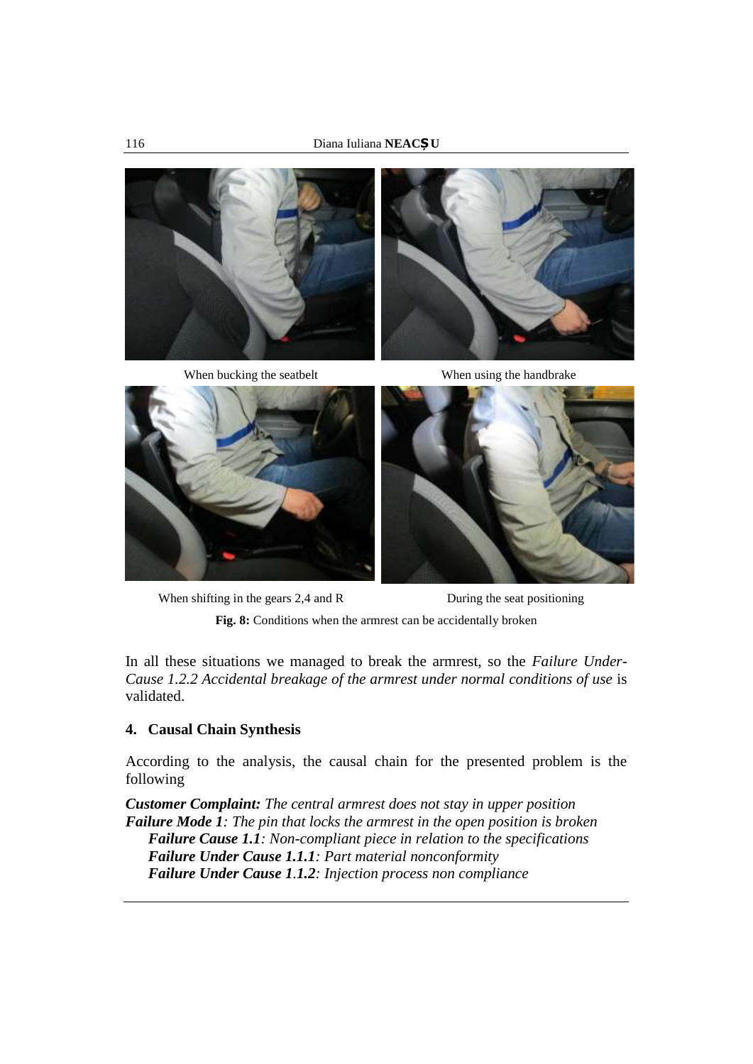When bucking the seatbelt

When using the handbrake

When shifting in the gears 2,4 and R

During the seat positioning

**Fig. 8:** Conditions when the armrest can be accidentally broken

In all these situations we managed to break the armrest, so the *Failure Under-Cause 1.2.2 Accidental breakage of the armrest under normal conditions of use* is validated.

## 4. Causal Chain Synthesis

According to the analysis, the causal chain for the presented problem is the following

***Customer Complaint:*** *The central armrest does not stay in upper position*
***Failure Mode 1****: The pin that locks the armrest in the open position is broken*
  ***Failure Cause 1.1****: Non-compliant piece in relation to the specifications*
  ***Failure Under Cause 1.1.1****: Part material nonconformity*
  ***Failure Under Cause 1.1.2****: Injection process non compliance*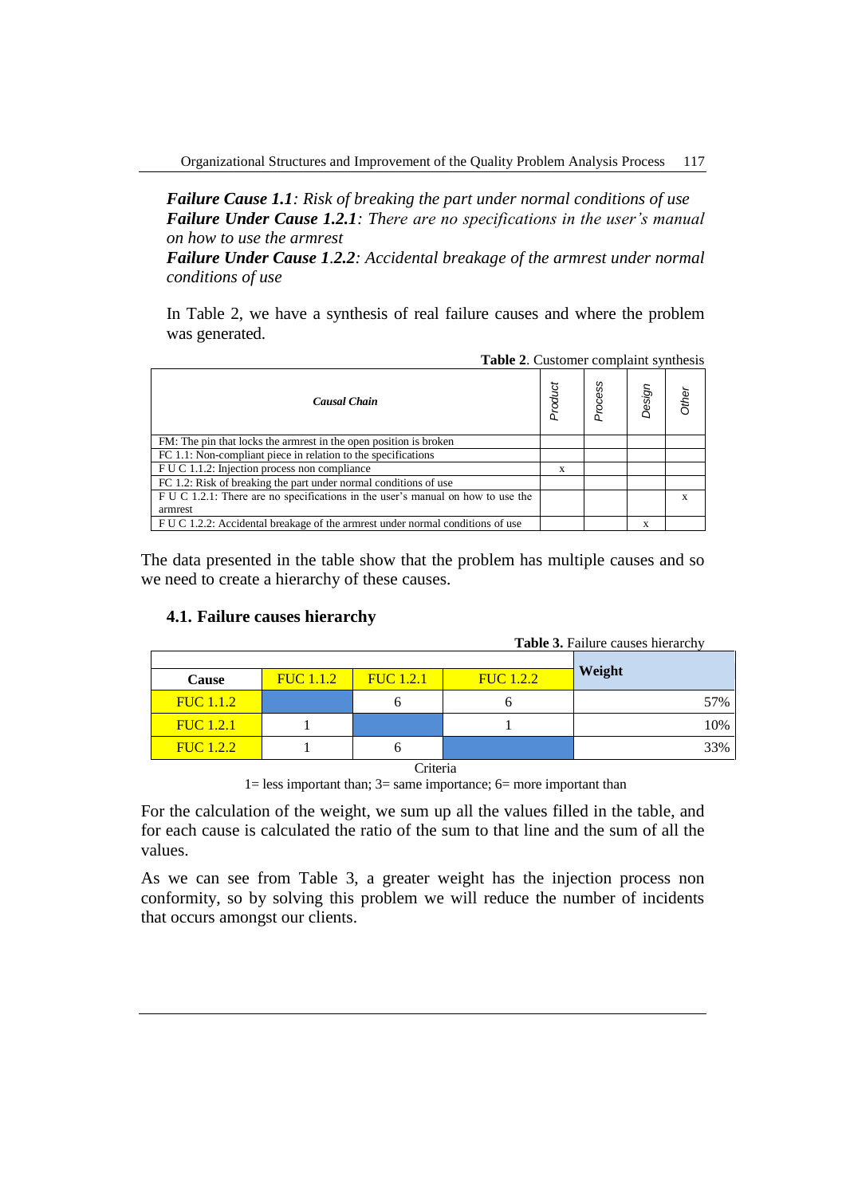***Failure Cause 1.1****: Risk of breaking the part under normal conditions of use*
***Failure Under Cause 1.2.1****: There are no specifications in the user's manual on how to use the armrest*
***Failure Under Cause 1.2.2****: Accidental breakage of the armrest under normal conditions of use*

In Table 2, we have a synthesis of real failure causes and where the problem was generated.

**Table 2**. Customer complaint synthesis

| ***Causal Chain*** | *Product* | *Process* | *Design* | *Other* |
|---|---|---|---|---|
| FM: The pin that locks the armrest in the open position is broken | | | | |
| FC 1.1: Non-compliant piece in relation to the specifications | | | | |
| F U C 1.1.2: Injection process non compliance | x | | | |
| FC 1.2: Risk of breaking the part under normal conditions of use | | | | |
| F U C 1.2.1: There are no specifications in the user's manual on how to use the armrest | | | | x |
| F U C 1.2.2: Accidental breakage of the armrest under normal conditions of use | | | x | |

The data presented in the table show that the problem has multiple causes and so we need to create a hierarchy of these causes.

### 4.1. Failure causes hierarchy

**Table 3.** Failure causes hierarchy

| Cause | FUC 1.1.2 | FUC 1.2.1 | FUC 1.2.2 | Weight |
|---|---|---|---|---|
| FUC 1.1.2 | | 6 | 6 | 57% |
| FUC 1.2.1 | 1 | | 1 | 10% |
| FUC 1.2.2 | 1 | 6 | | 33% |

Criteria
1= less important than; 3= same importance; 6= more important than

For the calculation of the weight, we sum up all the values filled in the table, and for each cause is calculated the ratio of the sum to that line and the sum of all the values.

As we can see from Table 3, a greater weight has the injection process non conformity, so by solving this problem we will reduce the number of incidents that occurs amongst our clients.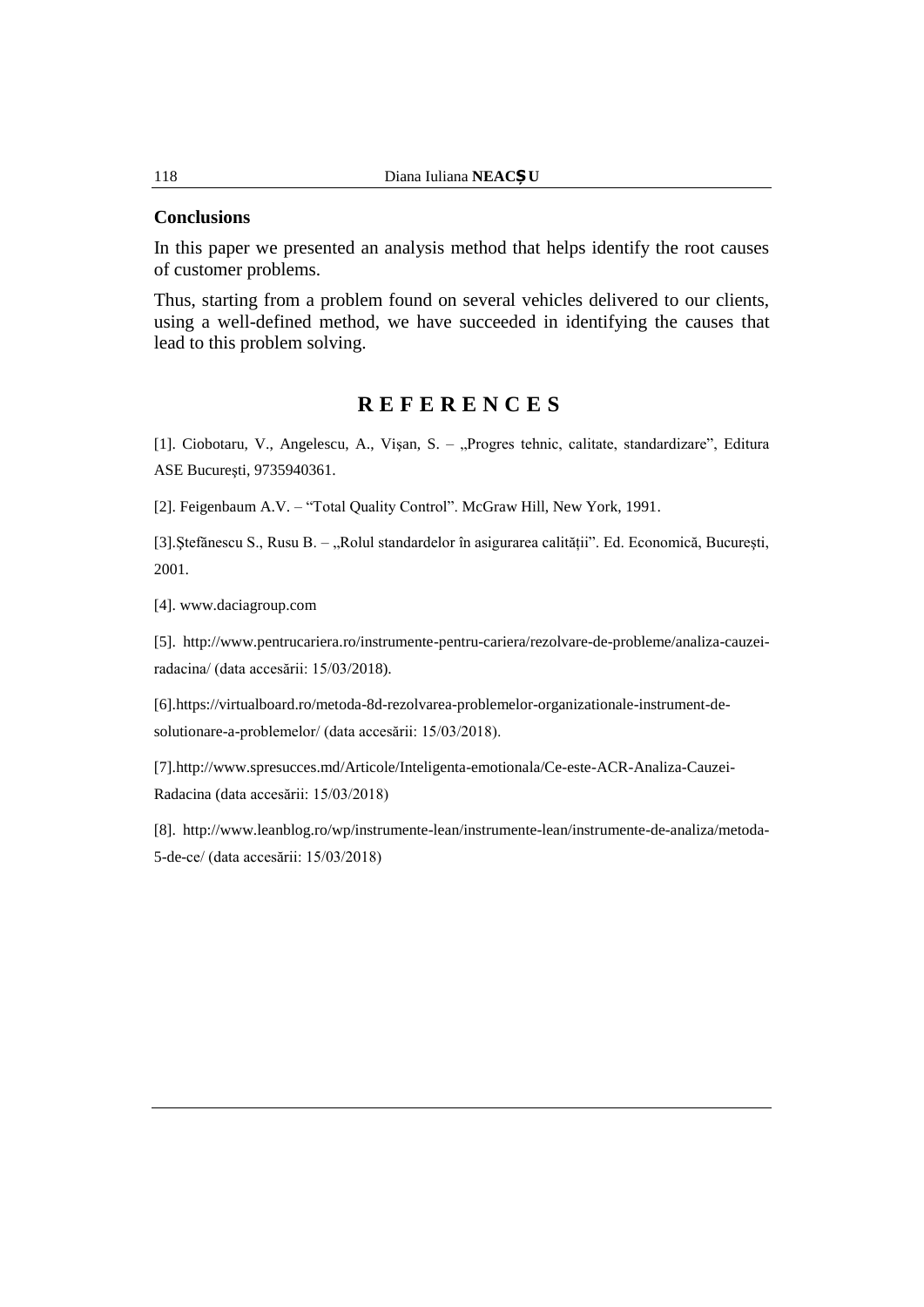## Conclusions

In this paper we presented an analysis method that helps identify the root causes of customer problems.

Thus, starting from a problem found on several vehicles delivered to our clients, using a well-defined method, we have succeeded in identifying the causes that lead to this problem solving.

## R E F E R E N C E S

[1]. Ciobotaru, V., Angelescu, A., Vișan, S. – „Progres tehnic, calitate, standardizare", Editura ASE București, 9735940361.

[2]. Feigenbaum A.V. – "Total Quality Control". McGraw Hill, New York, 1991.

[3].Ștefănescu S., Rusu B. – „Rolul standardelor în asigurarea calității". Ed. Economică, București, 2001.

[4]. www.daciagroup.com

[5]. http://www.pentrucariera.ro/instrumente-pentru-cariera/rezolvare-de-probleme/analiza-cauzei-radacina/ (data accesării: 15/03/2018).

[6].https://virtualboard.ro/metoda-8d-rezolvarea-problemelor-organizationale-instrument-de-solutionare-a-problemelor/ (data accesării: 15/03/2018).

[7].http://www.spresucces.md/Articole/Inteligenta-emotionala/Ce-este-ACR-Analiza-Cauzei-Radacina (data accesării: 15/03/2018)

[8]. http://www.leanblog.ro/wp/instrumente-lean/instrumente-lean/instrumente-de-analiza/metoda-5-de-ce/ (data accesării: 15/03/2018)